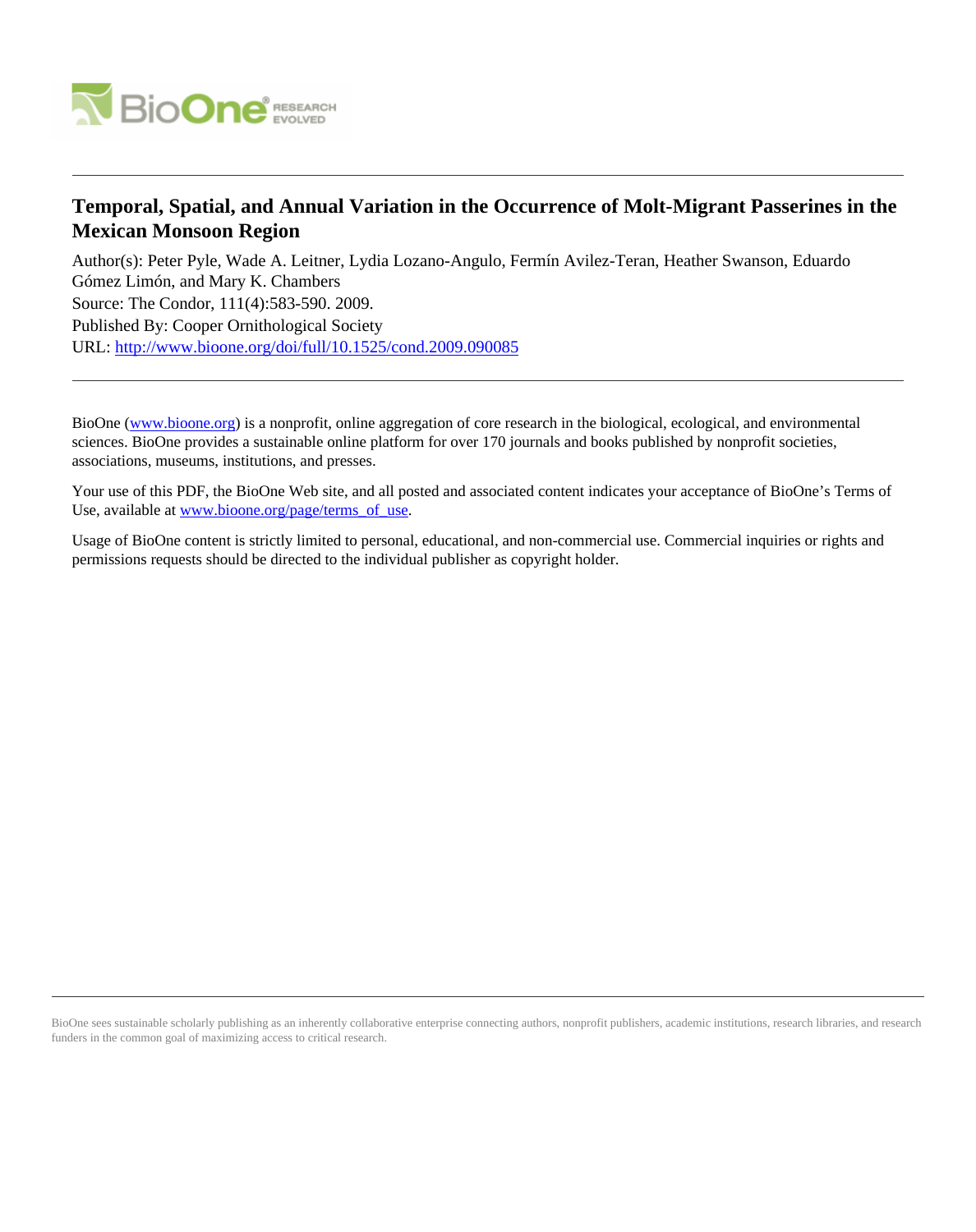# Temporal, Spatial, and Annual Variation in the Occurrence of Molt-Migrant Passerines in the Mexican Monsoon Region

Author(s): Peter Pyle, Wade A. Leitner, Lydia Lozano-Angulo, Fermín Avilez-Teran, Heather Swanson, Eduardo Gómez Limón, and Mary K. Chambers

Source: The Condor, 111(4):583-590. 2009.

Published By: Cooper Ornithological Society

URL: http://www.bioone.org/doi/full/10.1525/cond.2009.090085

---

BioOne (www.bioone.org) is a nonprofit, online aggregation of core research in the biological, ecological, and environmental sciences. BioOne provides a sustainable online platform for over 170 journals and books published by nonprofit societies, associations, museums, institutions, and presses.

Your use of this PDF, the BioOne Web site, and all posted and associated content indicates your acceptance of BioOne's Terms of Use, available at www.bioone.org/page/terms_of_use.

Usage of BioOne content is strictly limited to personal, educational, and non-commercial use. Commercial inquiries or rights and permissions requests should be directed to the individual publisher as copyright holder.

---

BioOne sees sustainable scholarly publishing as an inherently collaborative enterprise connecting authors, nonprofit publishers, academic institutions, research libraries, and research funders in the common goal of maximizing access to critical research.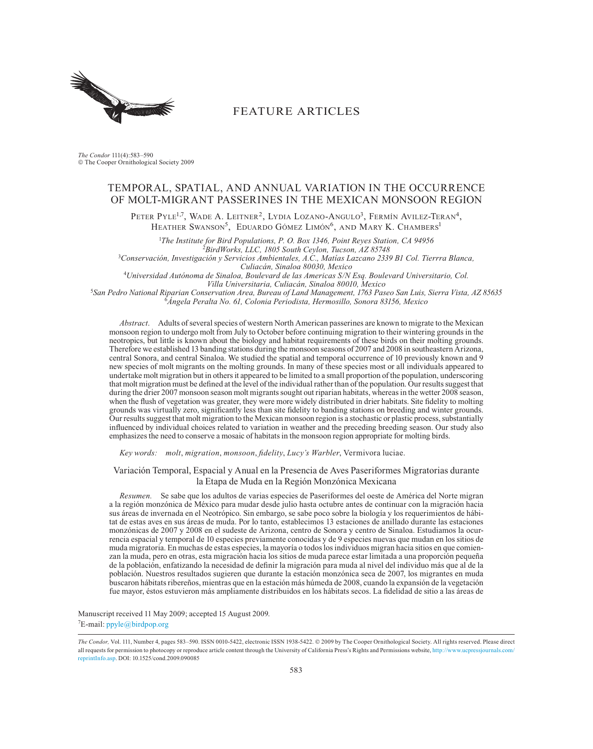FEATURE ARTICLES

*The Condor* 111(4):583–590
© The Cooper Ornithological Society 2009

# TEMPORAL, SPATIAL, AND ANNUAL VARIATION IN THE OCCURRENCE OF MOLT-MIGRANT PASSERINES IN THE MEXICAN MONSOON REGION

Peter Pyle[1,7], Wade A. Leitner[2], Lydia Lozano-Angulo[3], Fermín Avilez-Teran[4], Heather Swanson[5], Eduardo Gómez Limón[6], and Mary K. Chambers[1]

[1]*The Institute for Bird Populations, P. O. Box 1346, Point Reyes Station, CA 94956*
[2]*BirdWorks, LLC, 1805 South Ceylon, Tucson, AZ 85748*
[3]*Conservación, Investigación y Servicios Ambientales, A.C., Matías Lazcano 2339 B1 Col. Tierrra Blanca, Culiacán, Sinaloa 80030, Mexico*
[4]*Universidad Autónoma de Sinaloa, Boulevard de las Americas S/N Esq. Boulevard Universitario, Col. Villa Universitaria, Culiacán, Sinaloa 80010, Mexico*
[5]*San Pedro National Riparian Conservation Area, Bureau of Land Management, 1763 Paseo San Luis, Sierra Vista, AZ 85635*
[6]*Ángela Peralta No. 61, Colonia Periodista, Hermosillo, Sonora 83156, Mexico*

*Abstract*. Adults of several species of western North American passerines are known to migrate to the Mexican monsoon region to undergo molt from July to October before continuing migration to their wintering grounds in the neotropics, but little is known about the biology and habitat requirements of these birds on their molting grounds. Therefore we established 13 banding stations during the monsoon seasons of 2007 and 2008 in southeastern Arizona, central Sonora, and central Sinaloa. We studied the spatial and temporal occurrence of 10 previously known and 9 new species of molt migrants on the molting grounds. In many of these species most or all individuals appeared to undertake molt migration but in others it appeared to be limited to a small proportion of the population, underscoring that molt migration must be defined at the level of the individual rather than of the population. Our results suggest that during the drier 2007 monsoon season molt migrants sought out riparian habitats, whereas in the wetter 2008 season, when the flush of vegetation was greater, they were more widely distributed in drier habitats. Site fidelity to molting grounds was virtually zero, significantly less than site fidelity to banding stations on breeding and winter grounds. Our results suggest that molt migration to the Mexican monsoon region is a stochastic or plastic process, substantially influenced by individual choices related to variation in weather and the preceding breeding season. Our study also emphasizes the need to conserve a mosaic of habitats in the monsoon region appropriate for molting birds.

*Key words:* *molt*, *migration*, *monsoon*, *fidelity*, *Lucy's Warbler*, Vermivora luciae.

## Variación Temporal, Espacial y Anual en la Presencia de Aves Paseriformes Migratorias durante la Etapa de Muda en la Región Monzónica Mexicana

*Resumen.* Se sabe que los adultos de varias especies de Paseriformes del oeste de América del Norte migran a la región monzónica de México para mudar desde julio hasta octubre antes de continuar con la migración hacia sus áreas de invernada en el Neotrópico. Sin embargo, se sabe poco sobre la biología y los requerimientos de hábitat de estas aves en sus áreas de muda. Por lo tanto, establecimos 13 estaciones de anillado durante las estaciones monzónicas de 2007 y 2008 en el sudeste de Arizona, centro de Sonora y centro de Sinaloa. Estudiamos la ocurrencia espacial y temporal de 10 especies previamente conocidas y de 9 especies nuevas que mudan en los sitios de muda migratoria. En muchas de estas especies, la mayoría o todos los individuos migran hacia sitios en que comienzan la muda, pero en otras, esta migración hacia los sitios de muda parece estar limitada a una proporción pequeña de la población, enfatizando la necesidad de definir la migración para muda al nivel del individuo más que al de la población. Nuestros resultados sugieren que durante la estación monzónica seca de 2007, los migrantes en muda buscaron hábitats ribereños, mientras que en la estación más húmeda de 2008, cuando la expansión de la vegetación fue mayor, éstos estuvieron más ampliamente distribuidos en los hábitats secos. La fidelidad de sitio a las áreas de

Manuscript received 11 May 2009; accepted 15 August 2009.
[7]E-mail: ppyle@birdpop.org

*The Condor,* Vol. 111, Number 4, pages 583–590. ISSN 0010-5422, electronic ISSN 1938-5422. © 2009 by The Cooper Ornithological Society. All rights reserved. Please direct all requests for permission to photocopy or reproduce article content through the University of California Press's Rights and Permissions website, http://www.ucpressjournals.com/reprintInfo.asp. DOI: 10.1525/cond.2009.090085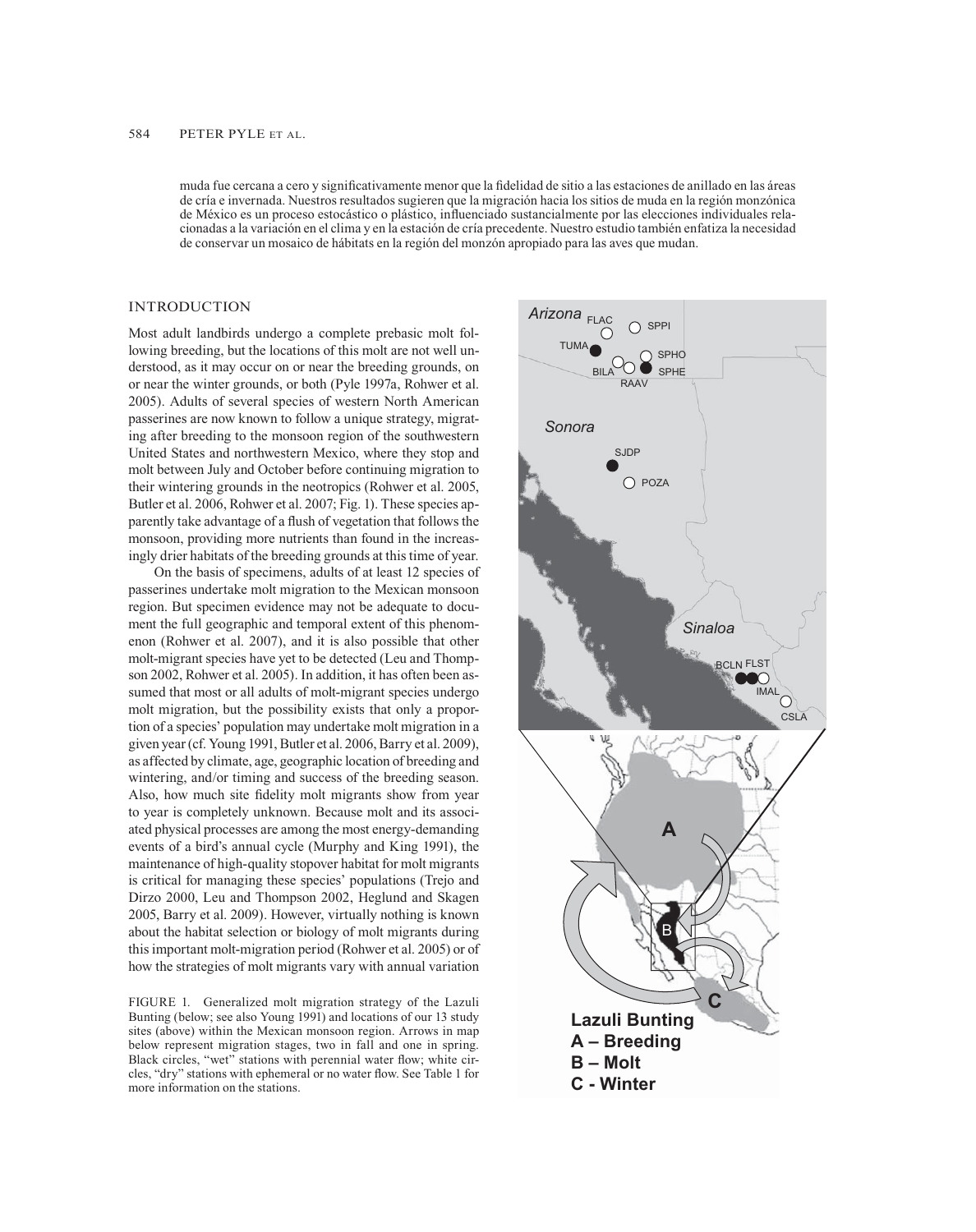muda fue cercana a cero y significativamente menor que la fidelidad de sitio a las estaciones de anillado en las áreas de cría e invernada. Nuestros resultados sugieren que la migración hacia los sitios de muda en la región monzónica de México es un proceso estocástico o plástico, influenciado sustancialmente por las elecciones individuales relacionadas a la variación en el clima y en la estación de cría precedente. Nuestro estudio también enfatiza la necesidad de conservar un mosaico de hábitats en la región del monzón apropiado para las aves que mudan.

## INTRODUCTION

Most adult landbirds undergo a complete prebasic molt following breeding, but the locations of this molt are not well understood, as it may occur on or near the breeding grounds, on or near the winter grounds, or both (Pyle 1997a, Rohwer et al. 2005). Adults of several species of western North American passerines are now known to follow a unique strategy, migrating after breeding to the monsoon region of the southwestern United States and northwestern Mexico, where they stop and molt between July and October before continuing migration to their wintering grounds in the neotropics (Rohwer et al. 2005, Butler et al. 2006, Rohwer et al. 2007; Fig. 1). These species apparently take advantage of a flush of vegetation that follows the monsoon, providing more nutrients than found in the increasingly drier habitats of the breeding grounds at this time of year.

On the basis of specimens, adults of at least 12 species of passerines undertake molt migration to the Mexican monsoon region. But specimen evidence may not be adequate to document the full geographic and temporal extent of this phenomenon (Rohwer et al. 2007), and it is also possible that other molt-migrant species have yet to be detected (Leu and Thompson 2002, Rohwer et al. 2005). In addition, it has often been assumed that most or all adults of molt-migrant species undergo molt migration, but the possibility exists that only a proportion of a species' population may undertake molt migration in a given year (cf. Young 1991, Butler et al. 2006, Barry et al. 2009), as affected by climate, age, geographic location of breeding and wintering, and/or timing and success of the breeding season. Also, how much site fidelity molt migrants show from year to year is completely unknown. Because molt and its associated physical processes are among the most energy-demanding events of a bird's annual cycle (Murphy and King 1991), the maintenance of high-quality stopover habitat for molt migrants is critical for managing these species' populations (Trejo and Dirzo 2000, Leu and Thompson 2002, Heglund and Skagen 2005, Barry et al. 2009). However, virtually nothing is known about the habitat selection or biology of molt migrants during this important molt-migration period (Rohwer et al. 2005) or of how the strategies of molt migrants vary with annual variation

FIGURE 1. Generalized molt migration strategy of the Lazuli Bunting (below; see also Young 1991) and locations of our 13 study sites (above) within the Mexican monsoon region. Arrows in map below represent migration stages, two in fall and one in spring. Black circles, "wet" stations with perennial water flow; white circles, "dry" stations with ephemeral or no water flow. See Table 1 for more information on the stations.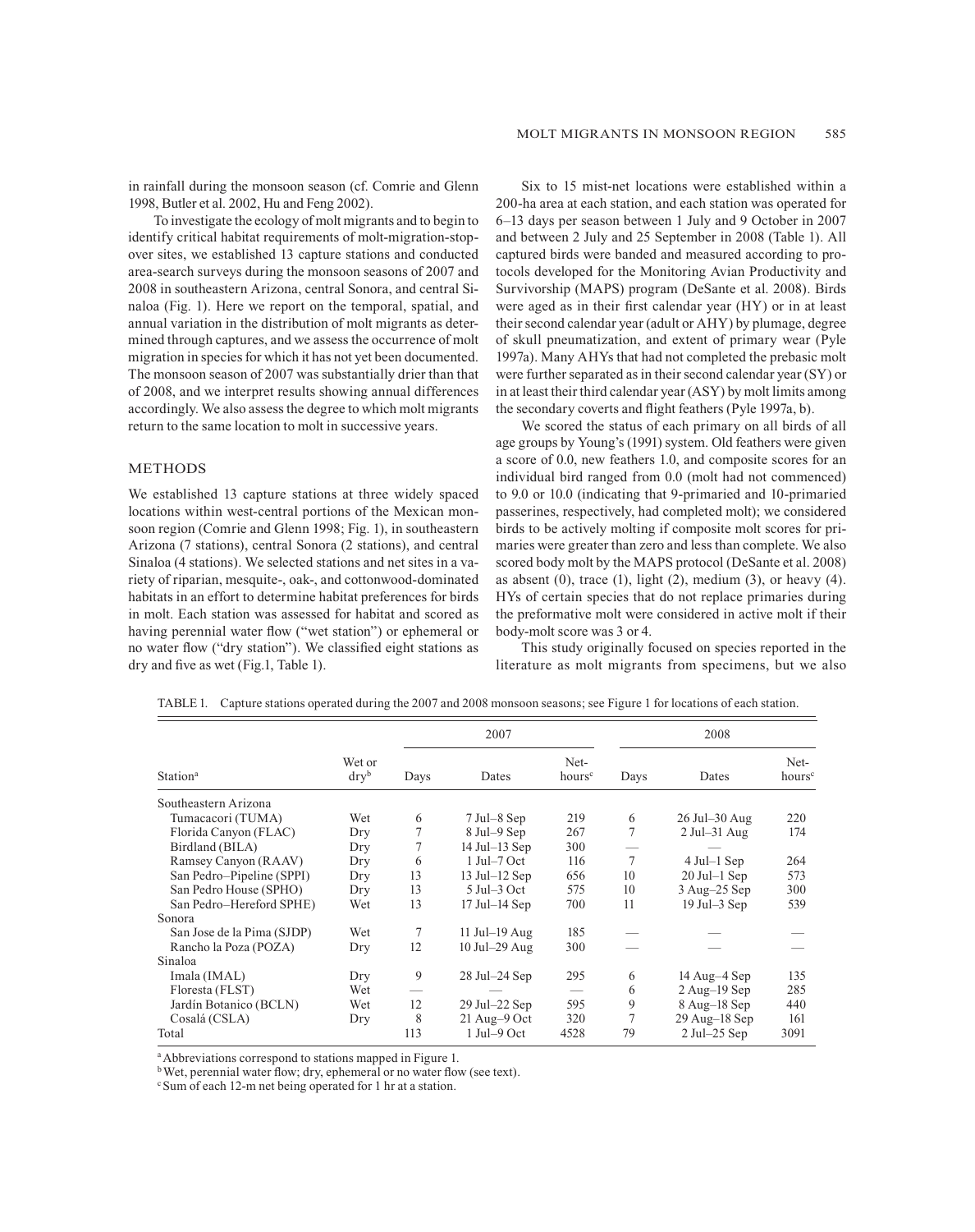in rainfall during the monsoon season (cf. Comrie and Glenn 1998, Butler et al. 2002, Hu and Feng 2002).

To investigate the ecology of molt migrants and to begin to identify critical habitat requirements of molt-migration-stopover sites, we established 13 capture stations and conducted area-search surveys during the monsoon seasons of 2007 and 2008 in southeastern Arizona, central Sonora, and central Sinaloa (Fig. 1). Here we report on the temporal, spatial, and annual variation in the distribution of molt migrants as determined through captures, and we assess the occurrence of molt migration in species for which it has not yet been documented. The monsoon season of 2007 was substantially drier than that of 2008, and we interpret results showing annual differences accordingly. We also assess the degree to which molt migrants return to the same location to molt in successive years.

## METHODS

We established 13 capture stations at three widely spaced locations within west-central portions of the Mexican monsoon region (Comrie and Glenn 1998; Fig. 1), in southeastern Arizona (7 stations), central Sonora (2 stations), and central Sinaloa (4 stations). We selected stations and net sites in a variety of riparian, mesquite-, oak-, and cottonwood-dominated habitats in an effort to determine habitat preferences for birds in molt. Each station was assessed for habitat and scored as having perennial water flow ("wet station") or ephemeral or no water flow ("dry station"). We classified eight stations as dry and five as wet (Fig.1, Table 1).

Six to 15 mist-net locations were established within a 200-ha area at each station, and each station was operated for 6–13 days per season between 1 July and 9 October in 2007 and between 2 July and 25 September in 2008 (Table 1). All captured birds were banded and measured according to protocols developed for the Monitoring Avian Productivity and Survivorship (MAPS) program (DeSante et al. 2008). Birds were aged as in their first calendar year (HY) or in at least their second calendar year (adult or AHY) by plumage, degree of skull pneumatization, and extent of primary wear (Pyle 1997a). Many AHYs that had not completed the prebasic molt were further separated as in their second calendar year (SY) or in at least their third calendar year (ASY) by molt limits among the secondary coverts and flight feathers (Pyle 1997a, b).

We scored the status of each primary on all birds of all age groups by Young's (1991) system. Old feathers were given a score of 0.0, new feathers 1.0, and composite scores for an individual bird ranged from 0.0 (molt had not commenced) to 9.0 or 10.0 (indicating that 9-primaried and 10-primaried passerines, respectively, had completed molt); we considered birds to be actively molting if composite molt scores for primaries were greater than zero and less than complete. We also scored body molt by the MAPS protocol (DeSante et al. 2008) as absent (0), trace (1), light (2), medium (3), or heavy (4). HYs of certain species that do not replace primaries during the preformative molt were considered in active molt if their body-molt score was 3 or 4.

This study originally focused on species reported in the literature as molt migrants from specimens, but we also

TABLE 1. Capture stations operated during the 2007 and 2008 monsoon seasons; see Figure 1 for locations of each station.

| | | 2007 | | | 2008 | | |
|---|---|---|---|---|---|---|---|
| Station[a] | Wet or dry[b] | Days | Dates | Net-hours[c] | Days | Dates | Net-hours[c] |
| Southeastern Arizona | | | | | | | |
| Tumacacori (TUMA) | Wet | 6 | 7 Jul–8 Sep | 219 | 6 | 26 Jul–30 Aug | 220 |
| Florida Canyon (FLAC) | Dry | 7 | 8 Jul–9 Sep | 267 | 7 | 2 Jul–31 Aug | 174 |
| Birdland (BILA) | Dry | 7 | 14 Jul–13 Sep | 300 | — | — | — |
| Ramsey Canyon (RAAV) | Dry | 6 | 1 Jul–7 Oct | 116 | 7 | 4 Jul–1 Sep | 264 |
| San Pedro–Pipeline (SPPI) | Dry | 13 | 13 Jul–12 Sep | 656 | 10 | 20 Jul–1 Sep | 573 |
| San Pedro House (SPHO) | Dry | 13 | 5 Jul–3 Oct | 575 | 10 | 3 Aug–25 Sep | 300 |
| San Pedro–Hereford SPHE) | Wet | 13 | 17 Jul–14 Sep | 700 | 11 | 19 Jul–3 Sep | 539 |
| Sonora | | | | | | | |
| San Jose de la Pima (SJDP) | Wet | 7 | 11 Jul–19 Aug | 185 | — | — | — |
| Rancho la Poza (POZA) | Dry | 12 | 10 Jul–29 Aug | 300 | — | — | — |
| Sinaloa | | | | | | | |
| Imala (IMAL) | Dry | 9 | 28 Jul–24 Sep | 295 | 6 | 14 Aug–4 Sep | 135 |
| Floresta (FLST) | Wet | — | — | — | 6 | 2 Aug–19 Sep | 285 |
| Jardín Botanico (BCLN) | Wet | 12 | 29 Jul–22 Sep | 595 | 9 | 8 Aug–18 Sep | 440 |
| Cosalá (CSLA) | Dry | 8 | 21 Aug–9 Oct | 320 | 7 | 29 Aug–18 Sep | 161 |
| Total | | 113 | 1 Jul–9 Oct | 4528 | 79 | 2 Jul–25 Sep | 3091 |

[a] Abbreviations correspond to stations mapped in Figure 1.
[b] Wet, perennial water flow; dry, ephemeral or no water flow (see text).
[c] Sum of each 12-m net being operated for 1 hr at a station.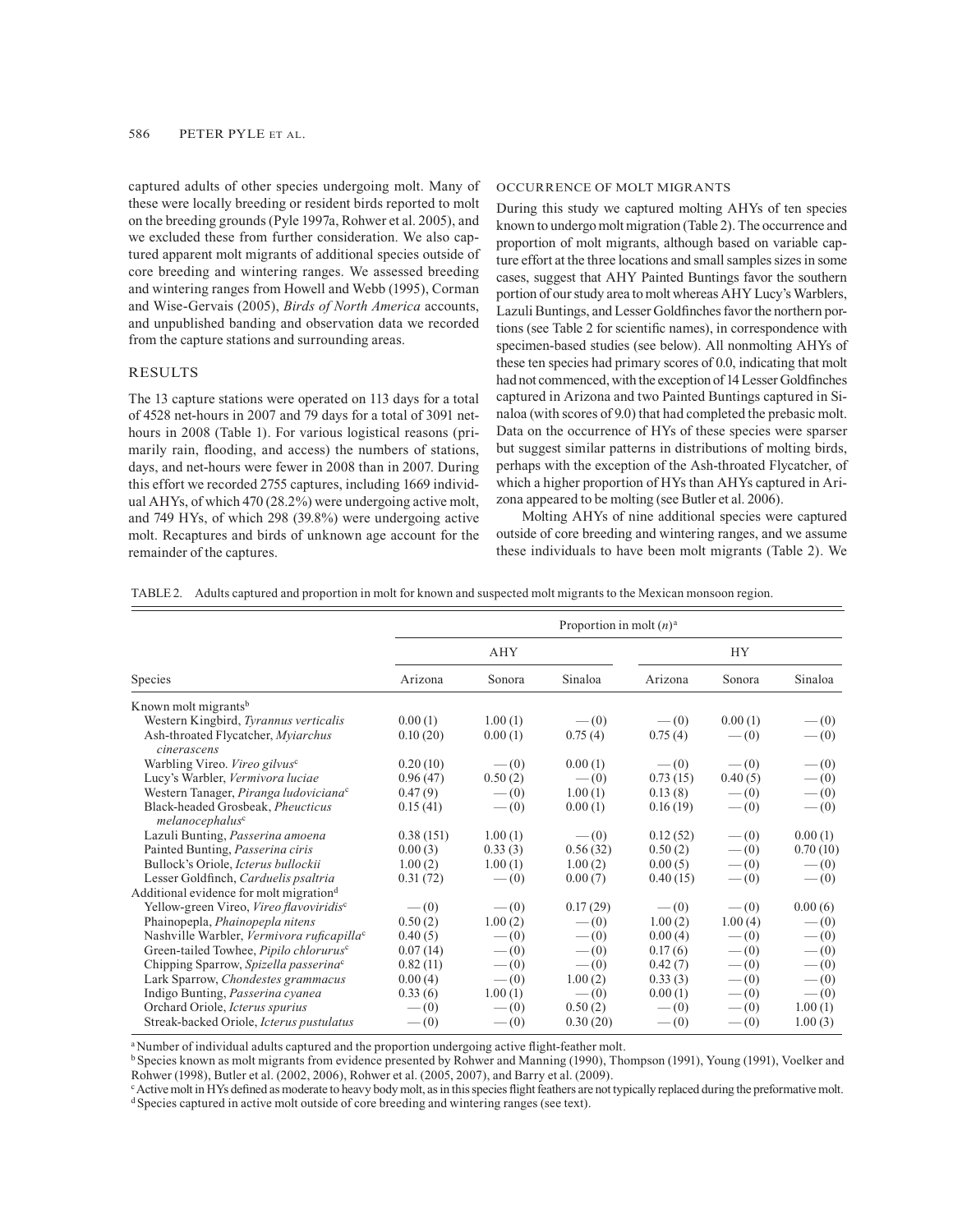captured adults of other species undergoing molt. Many of these were locally breeding or resident birds reported to molt on the breeding grounds (Pyle 1997a, Rohwer et al. 2005), and we excluded these from further consideration. We also captured apparent molt migrants of additional species outside of core breeding and wintering ranges. We assessed breeding and wintering ranges from Howell and Webb (1995), Corman and Wise-Gervais (2005), *Birds of North America* accounts, and unpublished banding and observation data we recorded from the capture stations and surrounding areas.

## RESULTS

The 13 capture stations were operated on 113 days for a total of 4528 net-hours in 2007 and 79 days for a total of 3091 net-hours in 2008 (Table 1). For various logistical reasons (primarily rain, flooding, and access) the numbers of stations, days, and net-hours were fewer in 2008 than in 2007. During this effort we recorded 2755 captures, including 1669 individual AHYs, of which 470 (28.2%) were undergoing active molt, and 749 HYs, of which 298 (39.8%) were undergoing active molt. Recaptures and birds of unknown age account for the remainder of the captures.

### OCCURRENCE OF MOLT MIGRANTS

During this study we captured molting AHYs of ten species known to undergo molt migration (Table 2). The occurrence and proportion of molt migrants, although based on variable capture effort at the three locations and small samples sizes in some cases, suggest that AHY Painted Buntings favor the southern portion of our study area to molt whereas AHY Lucy's Warblers, Lazuli Buntings, and Lesser Goldfinches favor the northern portions (see Table 2 for scientific names), in correspondence with specimen-based studies (see below). All nonmolting AHYs of these ten species had primary scores of 0.0, indicating that molt had not commenced, with the exception of 14 Lesser Goldfinches captured in Arizona and two Painted Buntings captured in Sinaloa (with scores of 9.0) that had completed the prebasic molt. Data on the occurrence of HYs of these species were sparser but suggest similar patterns in distributions of molting birds, perhaps with the exception of the Ash-throated Flycatcher, of which a higher proportion of HYs than AHYs captured in Arizona appeared to be molting (see Butler et al. 2006).

Molting AHYs of nine additional species were captured outside of core breeding and wintering ranges, and we assume these individuals to have been molt migrants (Table 2). We

TABLE 2. Adults captured and proportion in molt for known and suspected molt migrants to the Mexican monsoon region.

| | Proportion in molt (*n*)[a] | | | | | |
|---|---|---|---|---|---|---|
| | AHY | | | HY | | |
| Species | Arizona | Sonora | Sinaloa | Arizona | Sonora | Sinaloa |
| Known molt migrants[b] | | | | | | |
| Western Kingbird, *Tyrannus verticalis* | 0.00 (1) | 1.00 (1) | — (0) | — (0) | 0.00 (1) | — (0) |
| Ash-throated Flycatcher, *Myiarchus cinerascens* | 0.10 (20) | 0.00 (1) | 0.75 (4) | 0.75 (4) | — (0) | — (0) |
| Warbling Vireo. *Vireo gilvus*[c] | 0.20 (10) | — (0) | 0.00 (1) | — (0) | — (0) | — (0) |
| Lucy's Warbler, *Vermivora luciae* | 0.96 (47) | 0.50 (2) | — (0) | 0.73 (15) | 0.40 (5) | — (0) |
| Western Tanager, *Piranga ludoviciana*[c] | 0.47 (9) | — (0) | 1.00 (1) | 0.13 (8) | — (0) | — (0) |
| Black-headed Grosbeak, *Pheucticus melanocephalus*[c] | 0.15 (41) | — (0) | 0.00 (1) | 0.16 (19) | — (0) | — (0) |
| Lazuli Bunting, *Passerina amoena* | 0.38 (151) | 1.00 (1) | — (0) | 0.12 (52) | — (0) | 0.00 (1) |
| Painted Bunting, *Passerina ciris* | 0.00 (3) | 0.33 (3) | 0.56 (32) | 0.50 (2) | — (0) | 0.70 (10) |
| Bullock's Oriole, *Icterus bullockii* | 1.00 (2) | 1.00 (1) | 1.00 (2) | 0.00 (5) | — (0) | — (0) |
| Lesser Goldfinch, *Carduelis psaltria* | 0.31 (72) | — (0) | 0.00 (7) | 0.40 (15) | — (0) | — (0) |
| Additional evidence for molt migration[d] | | | | | | |
| Yellow-green Vireo, *Vireo flavoviridis*[c] | — (0) | — (0) | 0.17 (29) | — (0) | — (0) | 0.00 (6) |
| Phainopepla, *Phainopepla nitens* | 0.50 (2) | 1.00 (2) | — (0) | 1.00 (2) | 1.00 (4) | — (0) |
| Nashville Warbler, *Vermivora ruficapilla*[c] | 0.40 (5) | — (0) | — (0) | 0.00 (4) | — (0) | — (0) |
| Green-tailed Towhee, *Pipilo chlorurus*[c] | 0.07 (14) | — (0) | — (0) | 0.17 (6) | — (0) | — (0) |
| Chipping Sparrow, *Spizella passerina*[c] | 0.82 (11) | — (0) | — (0) | 0.42 (7) | — (0) | — (0) |
| Lark Sparrow, *Chondestes grammacus* | 0.00 (4) | — (0) | 1.00 (2) | 0.33 (3) | — (0) | — (0) |
| Indigo Bunting, *Passerina cyanea* | 0.33 (6) | 1.00 (1) | — (0) | 0.00 (1) | — (0) | — (0) |
| Orchard Oriole, *Icterus spurius* | — (0) | — (0) | 0.50 (2) | — (0) | — (0) | 1.00 (1) |
| Streak-backed Oriole, *Icterus pustulatus* | — (0) | — (0) | 0.30 (20) | — (0) | — (0) | 1.00 (3) |

[a] Number of individual adults captured and the proportion undergoing active flight-feather molt.

[b] Species known as molt migrants from evidence presented by Rohwer and Manning (1990), Thompson (1991), Young (1991), Voelker and Rohwer (1998), Butler et al. (2002, 2006), Rohwer et al. (2005, 2007), and Barry et al. (2009).

[c] Active molt in HYs defined as moderate to heavy body molt, as in this species flight feathers are not typically replaced during the preformative molt.

[d] Species captured in active molt outside of core breeding and wintering ranges (see text).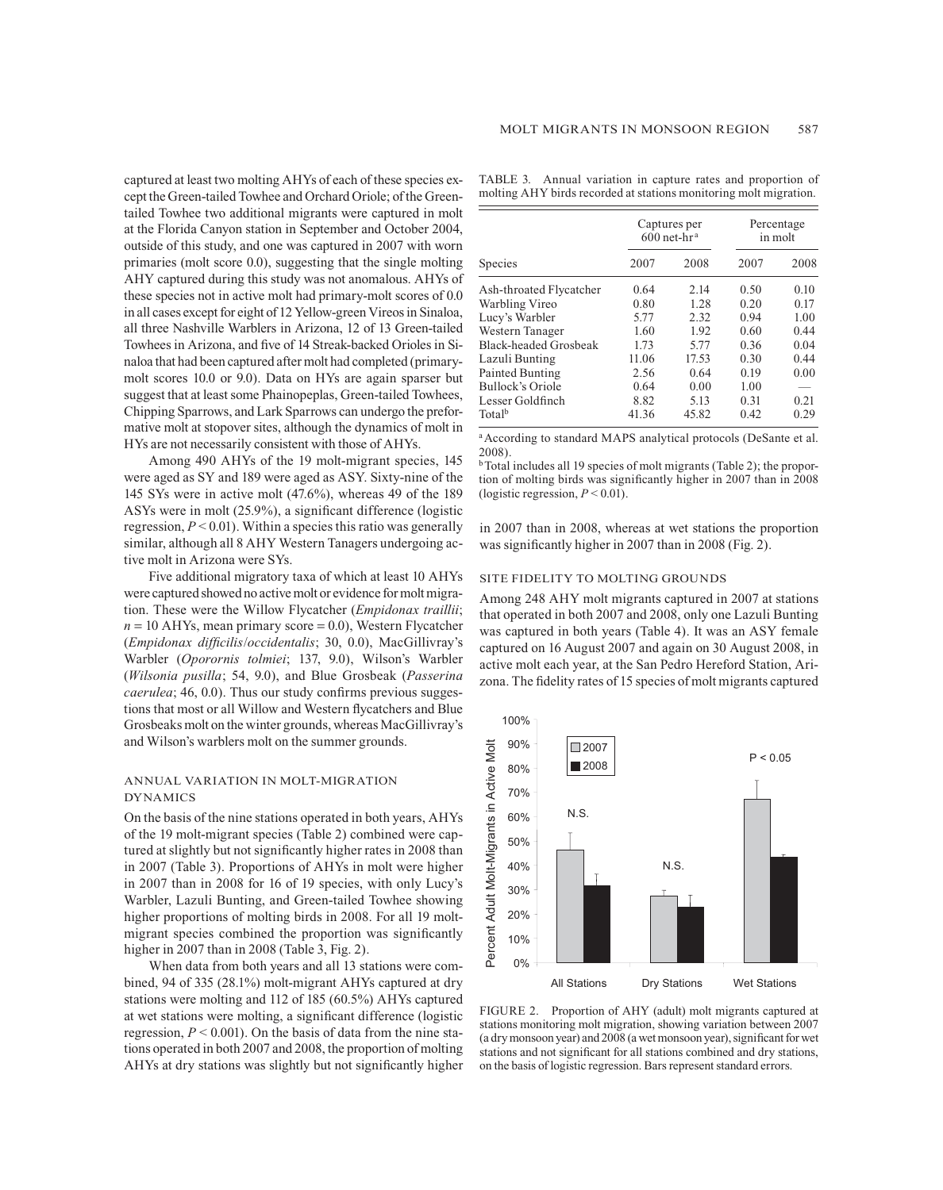captured at least two molting AHYs of each of these species except the Green-tailed Towhee and Orchard Oriole; of the Green-tailed Towhee two additional migrants were captured in molt at the Florida Canyon station in September and October 2004, outside of this study, and one was captured in 2007 with worn primaries (molt score 0.0), suggesting that the single molting AHY captured during this study was not anomalous. AHYs of these species not in active molt had primary-molt scores of 0.0 in all cases except for eight of 12 Yellow-green Vireos in Sinaloa, all three Nashville Warblers in Arizona, 12 of 13 Green-tailed Towhees in Arizona, and five of 14 Streak-backed Orioles in Sinaloa that had been captured after molt had completed (primary-molt scores 10.0 or 9.0). Data on HYs are again sparser but suggest that at least some Phainopeplas, Green-tailed Towhees, Chipping Sparrows, and Lark Sparrows can undergo the preformative molt at stopover sites, although the dynamics of molt in HYs are not necessarily consistent with those of AHYs.

Among 490 AHYs of the 19 molt-migrant species, 145 were aged as SY and 189 were aged as ASY. Sixty-nine of the 145 SYs were in active molt (47.6%), whereas 49 of the 189 ASYs were in molt (25.9%), a significant difference (logistic regression, $P < 0.01$). Within a species this ratio was generally similar, although all 8 AHY Western Tanagers undergoing active molt in Arizona were SYs.

Five additional migratory taxa of which at least 10 AHYs were captured showed no active molt or evidence for molt migration. These were the Willow Flycatcher (*Empidonax traillii*; $n = 10$ AHYs, mean primary score = 0.0), Western Flycatcher (*Empidonax difficilis/occidentalis*; 30, 0.0), MacGillivray's Warbler (*Oporornis tolmiei*; 137, 9.0), Wilson's Warbler (*Wilsonia pusilla*; 54, 9.0), and Blue Grosbeak (*Passerina caerulea*; 46, 0.0). Thus our study confirms previous suggestions that most or all Willow and Western flycatchers and Blue Grosbeaks molt on the winter grounds, whereas MacGillivray's and Wilson's warblers molt on the summer grounds.

## ANNUAL VARIATION IN MOLT-MIGRATION DYNAMICS

On the basis of the nine stations operated in both years, AHYs of the 19 molt-migrant species (Table 2) combined were captured at slightly but not significantly higher rates in 2008 than in 2007 (Table 3). Proportions of AHYs in molt were higher in 2007 than in 2008 for 16 of 19 species, with only Lucy's Warbler, Lazuli Bunting, and Green-tailed Towhee showing higher proportions of molting birds in 2008. For all 19 molt-migrant species combined the proportion was significantly higher in 2007 than in 2008 (Table 3, Fig. 2).

When data from both years and all 13 stations were combined, 94 of 335 (28.1%) molt-migrant AHYs captured at dry stations were molting and 112 of 185 (60.5%) AHYs captured at wet stations were molting, a significant difference (logistic regression, $P < 0.001$). On the basis of data from the nine stations operated in both 2007 and 2008, the proportion of molting AHYs at dry stations was slightly but not significantly higher in 2007 than in 2008, whereas at wet stations the proportion was significantly higher in 2007 than in 2008 (Fig. 2).

TABLE 3. Annual variation in capture rates and proportion of molting AHY birds recorded at stations monitoring molt migration.

| | Captures per 600 net-hr[a] | | Percentage in molt | |
|---|---|---|---|---|
| Species | 2007 | 2008 | 2007 | 2008 |
| Ash-throated Flycatcher | 0.64 | 2.14 | 0.50 | 0.10 |
| Warbling Vireo | 0.80 | 1.28 | 0.20 | 0.17 |
| Lucy's Warbler | 5.77 | 2.32 | 0.94 | 1.00 |
| Western Tanager | 1.60 | 1.92 | 0.60 | 0.44 |
| Black-headed Grosbeak | 1.73 | 5.77 | 0.36 | 0.04 |
| Lazuli Bunting | 11.06 | 17.53 | 0.30 | 0.44 |
| Painted Bunting | 2.56 | 0.64 | 0.19 | 0.00 |
| Bullock's Oriole | 0.64 | 0.00 | 1.00 | — |
| Lesser Goldfinch | 8.82 | 5.13 | 0.31 | 0.21 |
| Total[b] | 41.36 | 45.82 | 0.42 | 0.29 |

[a] According to standard MAPS analytical protocols (DeSante et al. 2008).

[b] Total includes all 19 species of molt migrants (Table 2); the proportion of molting birds was significantly higher in 2007 than in 2008 (logistic regression, $P < 0.01$).

## SITE FIDELITY TO MOLTING GROUNDS

Among 248 AHY molt migrants captured in 2007 at stations that operated in both 2007 and 2008, only one Lazuli Bunting was captured in both years (Table 4). It was an ASY female captured on 16 August 2007 and again on 30 August 2008, in active molt each year, at the San Pedro Hereford Station, Arizona. The fidelity rates of 15 species of molt migrants captured

FIGURE 2. Proportion of AHY (adult) molt migrants captured at stations monitoring molt migration, showing variation between 2007 (a dry monsoon year) and 2008 (a wet monsoon year), significant for wet stations and not significant for all stations combined and dry stations, on the basis of logistic regression. Bars represent standard errors.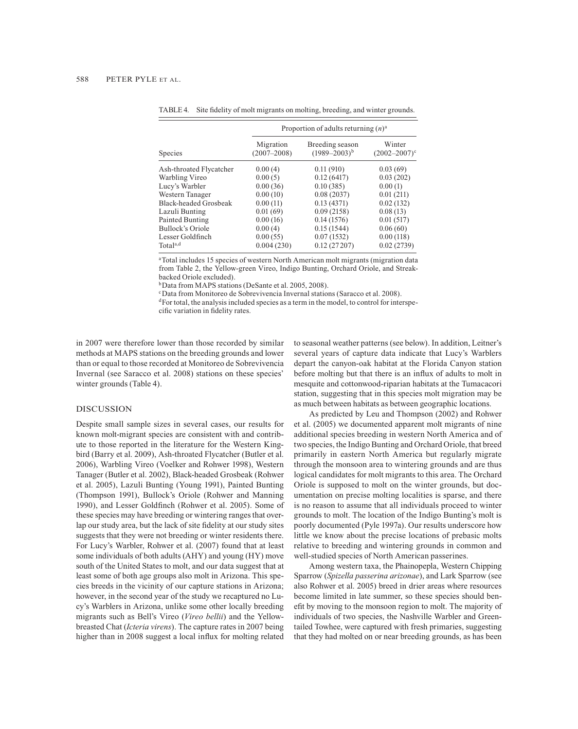TABLE 4. Site fidelity of molt migrants on molting, breeding, and winter grounds.

| Species | Proportion of adults returning ($n$)[a] | | |
|---|---|---|---|
| | Migration (2007–2008) | Breeding season (1989–2003)[b] | Winter (2002–2007)[c] |
| Ash-throated Flycatcher | 0.00 (4) | 0.11 (910) | 0.03 (69) |
| Warbling Vireo | 0.00 (5) | 0.12 (6417) | 0.03 (202) |
| Lucy's Warbler | 0.00 (36) | 0.10 (385) | 0.00 (1) |
| Western Tanager | 0.00 (10) | 0.08 (2037) | 0.01 (211) |
| Black-headed Grosbeak | 0.00 (11) | 0.13 (4371) | 0.02 (132) |
| Lazuli Bunting | 0.01 (69) | 0.09 (2158) | 0.08 (13) |
| Painted Bunting | 0.00 (16) | 0.14 (1576) | 0.01 (517) |
| Bullock's Oriole | 0.00 (4) | 0.15 (1544) | 0.06 (60) |
| Lesser Goldfinch | 0.00 (55) | 0.07 (1532) | 0.00 (118) |
| Total[a,d] | 0.004 (230) | 0.12 (27207) | 0.02 (2739) |

[a] Total includes 15 species of western North American molt migrants (migration data from Table 2, the Yellow-green Vireo, Indigo Bunting, Orchard Oriole, and Streak-backed Oriole excluded).
[b] Data from MAPS stations (DeSante et al. 2005, 2008).
[c] Data from Monitoreo de Sobrevivencia Invernal stations (Saracco et al. 2008).
[d] For total, the analysis included species as a term in the model, to control for interspecific variation in fidelity rates.

in 2007 were therefore lower than those recorded by similar methods at MAPS stations on the breeding grounds and lower than or equal to those recorded at Monitoreo de Sobrevivencia Invernal (see Saracco et al. 2008) stations on these species' winter grounds (Table 4).

## DISCUSSION

Despite small sample sizes in several cases, our results for known molt-migrant species are consistent with and contribute to those reported in the literature for the Western Kingbird (Barry et al. 2009), Ash-throated Flycatcher (Butler et al. 2006), Warbling Vireo (Voelker and Rohwer 1998), Western Tanager (Butler et al. 2002), Black-headed Grosbeak (Rohwer et al. 2005), Lazuli Bunting (Young 1991), Painted Bunting (Thompson 1991), Bullock's Oriole (Rohwer and Manning 1990), and Lesser Goldfinch (Rohwer et al. 2005). Some of these species may have breeding or wintering ranges that overlap our study area, but the lack of site fidelity at our study sites suggests that they were not breeding or winter residents there. For Lucy's Warbler, Rohwer et al. (2007) found that at least some individuals of both adults (AHY) and young (HY) move south of the United States to molt, and our data suggest that at least some of both age groups also molt in Arizona. This species breeds in the vicinity of our capture stations in Arizona; however, in the second year of the study we recaptured no Lucy's Warblers in Arizona, unlike some other locally breeding migrants such as Bell's Vireo (*Vireo bellii*) and the Yellow-breasted Chat (*Icteria virens*). The capture rates in 2007 being higher than in 2008 suggest a local influx for molting related to seasonal weather patterns (see below). In addition, Leitner's several years of capture data indicate that Lucy's Warblers depart the canyon-oak habitat at the Florida Canyon station before molting but that there is an influx of adults to molt in mesquite and cottonwood-riparian habitats at the Tumacacori station, suggesting that in this species molt migration may be as much between habitats as between geographic locations.

As predicted by Leu and Thompson (2002) and Rohwer et al. (2005) we documented apparent molt migrants of nine additional species breeding in western North America and of two species, the Indigo Bunting and Orchard Oriole, that breed primarily in eastern North America but regularly migrate through the monsoon area to wintering grounds and are thus logical candidates for molt migrants to this area. The Orchard Oriole is supposed to molt on the winter grounds, but documentation on precise molting localities is sparse, and there is no reason to assume that all individuals proceed to winter grounds to molt. The location of the Indigo Bunting's molt is poorly documented (Pyle 1997a). Our results underscore how little we know about the precise locations of prebasic molts relative to breeding and wintering grounds in common and well-studied species of North American passerines.

Among western taxa, the Phainopepla, Western Chipping Sparrow (*Spizella passerina arizonae*), and Lark Sparrow (see also Rohwer et al. 2005) breed in drier areas where resources become limited in late summer, so these species should benefit by moving to the monsoon region to molt. The majority of individuals of two species, the Nashville Warbler and Green-tailed Towhee, were captured with fresh primaries, suggesting that they had molted on or near breeding grounds, as has been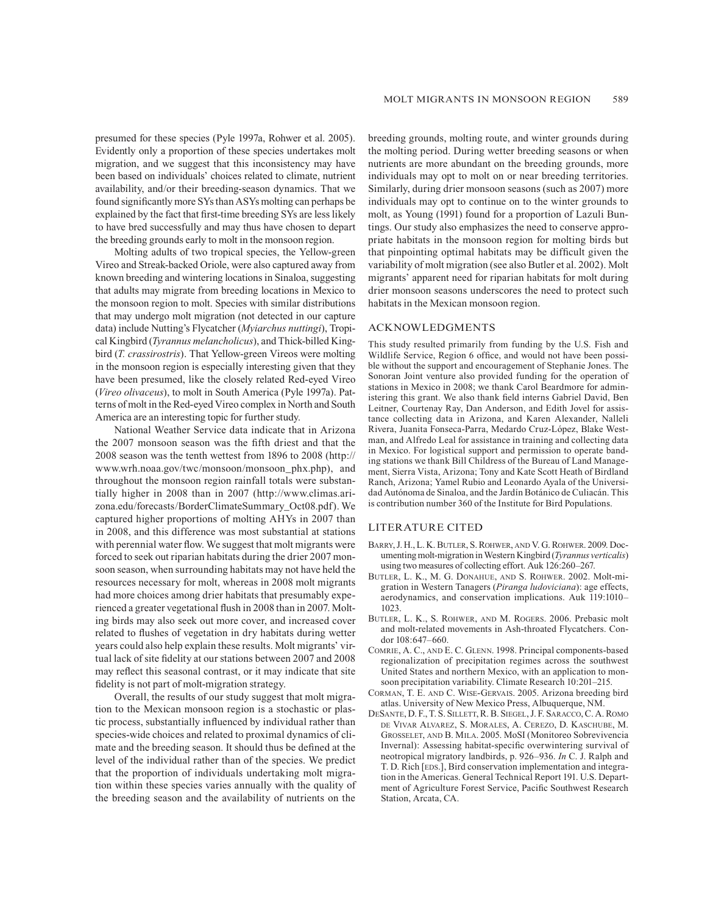presumed for these species (Pyle 1997a, Rohwer et al. 2005). Evidently only a proportion of these species undertakes molt migration, and we suggest that this inconsistency may have been based on individuals' choices related to climate, nutrient availability, and/or their breeding-season dynamics. That we found significantly more SYs than ASYs molting can perhaps be explained by the fact that first-time breeding SYs are less likely to have bred successfully and may thus have chosen to depart the breeding grounds early to molt in the monsoon region.

Molting adults of two tropical species, the Yellow-green Vireo and Streak-backed Oriole, were also captured away from known breeding and wintering locations in Sinaloa, suggesting that adults may migrate from breeding locations in Mexico to the monsoon region to molt. Species with similar distributions that may undergo molt migration (not detected in our capture data) include Nutting's Flycatcher (*Myiarchus nuttingi*), Tropical Kingbird (*Tyrannus melancholicus*), and Thick-billed Kingbird (*T. crassirostris*). That Yellow-green Vireos were molting in the monsoon region is especially interesting given that they have been presumed, like the closely related Red-eyed Vireo (*Vireo olivaceus*), to molt in South America (Pyle 1997a). Patterns of molt in the Red-eyed Vireo complex in North and South America are an interesting topic for further study.

National Weather Service data indicate that in Arizona the 2007 monsoon season was the fifth driest and that the 2008 season was the tenth wettest from 1896 to 2008 (http://www.wrh.noaa.gov/twc/monsoon/monsoon_phx.php), and throughout the monsoon region rainfall totals were substantially higher in 2008 than in 2007 (http://www.climas.arizona.edu/forecasts/BorderClimateSummary_Oct08.pdf). We captured higher proportions of molting AHYs in 2007 than in 2008, and this difference was most substantial at stations with perennial water flow. We suggest that molt migrants were forced to seek out riparian habitats during the drier 2007 monsoon season, when surrounding habitats may not have held the resources necessary for molt, whereas in 2008 molt migrants had more choices among drier habitats that presumably experienced a greater vegetational flush in 2008 than in 2007. Molting birds may also seek out more cover, and increased cover related to flushes of vegetation in dry habitats during wetter years could also help explain these results. Molt migrants' virtual lack of site fidelity at our stations between 2007 and 2008 may reflect this seasonal contrast, or it may indicate that site fidelity is not part of molt-migration strategy.

Overall, the results of our study suggest that molt migration to the Mexican monsoon region is a stochastic or plastic process, substantially influenced by individual rather than species-wide choices and related to proximal dynamics of climate and the breeding season. It should thus be defined at the level of the individual rather than of the species. We predict that the proportion of individuals undertaking molt migration within these species varies annually with the quality of the breeding season and the availability of nutrients on the breeding grounds, molting route, and winter grounds during the molting period. During wetter breeding seasons or when nutrients are more abundant on the breeding grounds, more individuals may opt to molt on or near breeding territories. Similarly, during drier monsoon seasons (such as 2007) more individuals may opt to continue on to the winter grounds to molt, as Young (1991) found for a proportion of Lazuli Buntings. Our study also emphasizes the need to conserve appropriate habitats in the monsoon region for molting birds but that pinpointing optimal habitats may be difficult given the variability of molt migration (see also Butler et al. 2002). Molt migrants' apparent need for riparian habitats for molt during drier monsoon seasons underscores the need to protect such habitats in the Mexican monsoon region.

## ACKNOWLEDGMENTS

This study resulted primarily from funding by the U.S. Fish and Wildlife Service, Region 6 office, and would not have been possible without the support and encouragement of Stephanie Jones. The Sonoran Joint venture also provided funding for the operation of stations in Mexico in 2008; we thank Carol Beardmore for administering this grant. We also thank field interns Gabriel David, Ben Leitner, Courtenay Ray, Dan Anderson, and Edith Jovel for assistance collecting data in Arizona, and Karen Alexander, Nalleli Rivera, Juanita Fonseca-Parra, Medardo Cruz-López, Blake Westman, and Alfredo Leal for assistance in training and collecting data in Mexico. For logistical support and permission to operate banding stations we thank Bill Childress of the Bureau of Land Management, Sierra Vista, Arizona; Tony and Kate Scott Heath of Birdland Ranch, Arizona; Yamel Rubio and Leonardo Ayala of the Universidad Autónoma de Sinaloa, and the Jardín Botánico de Culiacán. This is contribution number 360 of the Institute for Bird Populations.

## LITERATURE CITED

Barry, J. H., L. K. Butler, S. Rohwer, and V. G. Rohwer. 2009. Documenting molt-migration in Western Kingbird (*Tyrannus verticalis*) using two measures of collecting effort. Auk 126:260–267.

Butler, L. K., M. G. Donahue, and S. Rohwer. 2002. Molt-migration in Western Tanagers (*Piranga ludoviciana*): age effects, aerodynamics, and conservation implications. Auk 119:1010–1023.

Butler, L. K., S. Rohwer, and M. Rogers. 2006. Prebasic molt and molt-related movements in Ash-throated Flycatchers. Condor 108:647–660.

Comrie, A. C., and E. C. Glenn. 1998. Principal components-based regionalization of precipitation regimes across the southwest United States and northern Mexico, with an application to monsoon precipitation variability. Climate Research 10:201–215.

Corman, T. E. and C. Wise-Gervais. 2005. Arizona breeding bird atlas. University of New Mexico Press, Albuquerque, NM.

DeSante, D. F., T. S. Sillett, R. B. Siegel, J. F. Saracco, C. A. Romo de Vivar Alvarez, S. Morales, A. Cerezo, D. Kaschube, M. Grosselet, and B. Mila. 2005. MoSI (Monitoreo Sobrevivencia Invernal): Assessing habitat-specific overwintering survival of neotropical migratory landbirds, p. 926–936. *In* C. J. Ralph and T. D. Rich [eds.], Bird conservation implementation and integration in the Americas. General Technical Report 191. U.S. Department of Agriculture Forest Service, Pacific Southwest Research Station, Arcata, CA.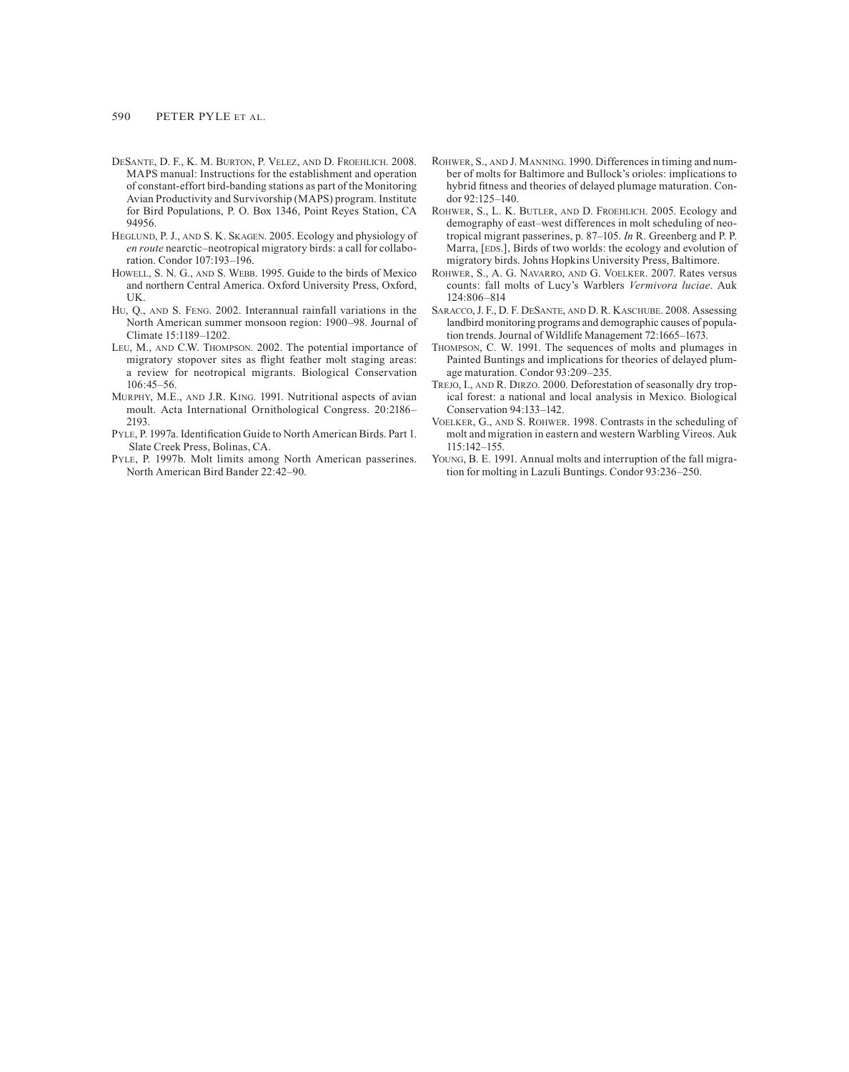DeSante, D. F., K. M. Burton, P. Velez, and D. Froehlich. 2008. MAPS manual: Instructions for the establishment and operation of constant-effort bird-banding stations as part of the Monitoring Avian Productivity and Survivorship (MAPS) program. Institute for Bird Populations, P. O. Box 1346, Point Reyes Station, CA 94956.

Heglund, P. J., and S. K. Skagen. 2005. Ecology and physiology of *en route* nearctic–neotropical migratory birds: a call for collaboration. Condor 107:193–196.

Howell, S. N. G., and S. Webb. 1995. Guide to the birds of Mexico and northern Central America. Oxford University Press, Oxford, UK.

Hu, Q., and S. Feng. 2002. Interannual rainfall variations in the North American summer monsoon region: 1900–98. Journal of Climate 15:1189–1202.

Leu, M., and C.W. Thompson. 2002. The potential importance of migratory stopover sites as flight feather molt staging areas: a review for neotropical migrants. Biological Conservation 106:45–56.

Murphy, M.E., and J.R. King. 1991. Nutritional aspects of avian moult. Acta International Ornithological Congress. 20:2186–2193.

Pyle, P. 1997a. Identification Guide to North American Birds. Part 1. Slate Creek Press, Bolinas, CA.

Pyle, P. 1997b. Molt limits among North American passerines. North American Bird Bander 22:42–90.

Rohwer, S., and J. Manning. 1990. Differences in timing and number of molts for Baltimore and Bullock's orioles: implications to hybrid fitness and theories of delayed plumage maturation. Condor 92:125–140.

Rohwer, S., L. K. Butler, and D. Froehlich. 2005. Ecology and demography of east–west differences in molt scheduling of neotropical migrant passerines, p. 87–105. *In* R. Greenberg and P. P. Marra, [eds.], Birds of two worlds: the ecology and evolution of migratory birds. Johns Hopkins University Press, Baltimore.

Rohwer, S., A. G. Navarro, and G. Voelker. 2007. Rates versus counts: fall molts of Lucy's Warblers *Vermivora luciae*. Auk 124:806–814

Saracco, J. F., D. F. DeSante, and D. R. Kaschube. 2008. Assessing landbird monitoring programs and demographic causes of population trends. Journal of Wildlife Management 72:1665–1673.

Thompson, C. W. 1991. The sequences of molts and plumages in Painted Buntings and implications for theories of delayed plumage maturation. Condor 93:209–235.

Trejo, I., and R. Dirzo. 2000. Deforestation of seasonally dry tropical forest: a national and local analysis in Mexico. Biological Conservation 94:133–142.

Voelker, G., and S. Rohwer. 1998. Contrasts in the scheduling of molt and migration in eastern and western Warbling Vireos. Auk 115:142–155.

Young, B. E. 1991. Annual molts and interruption of the fall migration for molting in Lazuli Buntings. Condor 93:236–250.